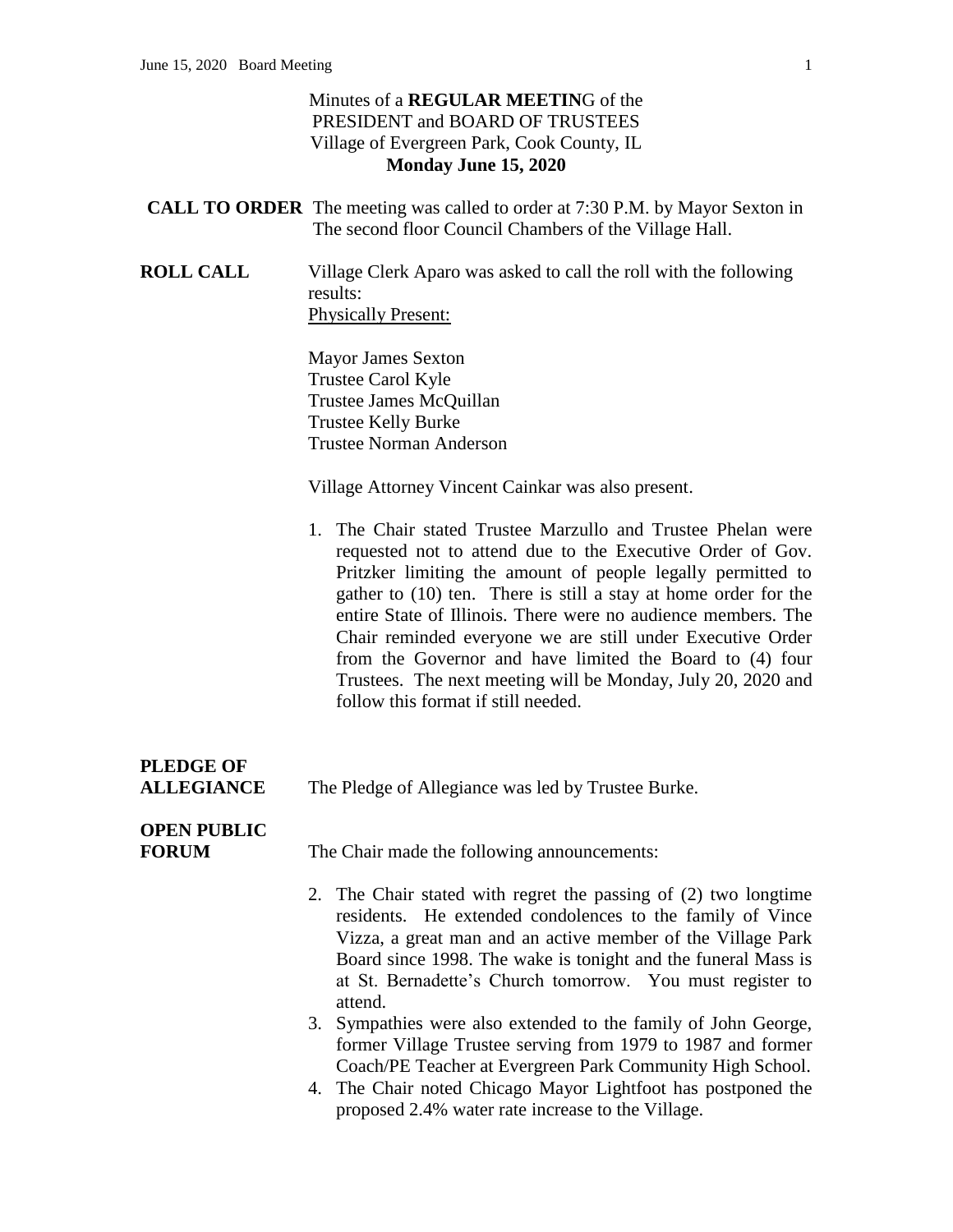Minutes of a **REGULAR MEETIN**G of the
PRESIDENT and BOARD OF TRUSTEES
Village of Evergreen Park, Cook County, IL
**Monday June 15, 2020**

**CALL TO ORDER** The meeting was called to order at 7:30 P.M. by Mayor Sexton in The second floor Council Chambers of the Village Hall.

**ROLL CALL** Village Clerk Aparo was asked to call the roll with the following results:

Physically Present:

Mayor James Sexton
Trustee Carol Kyle
Trustee James McQuillan
Trustee Kelly Burke
Trustee Norman Anderson

Village Attorney Vincent Cainkar was also present.

1. The Chair stated Trustee Marzullo and Trustee Phelan were requested not to attend due to the Executive Order of Gov. Pritzker limiting the amount of people legally permitted to gather to (10) ten. There is still a stay at home order for the entire State of Illinois. There were no audience members. The Chair reminded everyone we are still under Executive Order from the Governor and have limited the Board to (4) four Trustees. The next meeting will be Monday, July 20, 2020 and follow this format if still needed.

**PLEDGE OF ALLEGIANCE** The Pledge of Allegiance was led by Trustee Burke.

**OPEN PUBLIC FORUM** The Chair made the following announcements:

2. The Chair stated with regret the passing of (2) two longtime residents. He extended condolences to the family of Vince Vizza, a great man and an active member of the Village Park Board since 1998. The wake is tonight and the funeral Mass is at St. Bernadette's Church tomorrow. You must register to attend.
3. Sympathies were also extended to the family of John George, former Village Trustee serving from 1979 to 1987 and former Coach/PE Teacher at Evergreen Park Community High School.
4. The Chair noted Chicago Mayor Lightfoot has postponed the proposed 2.4% water rate increase to the Village.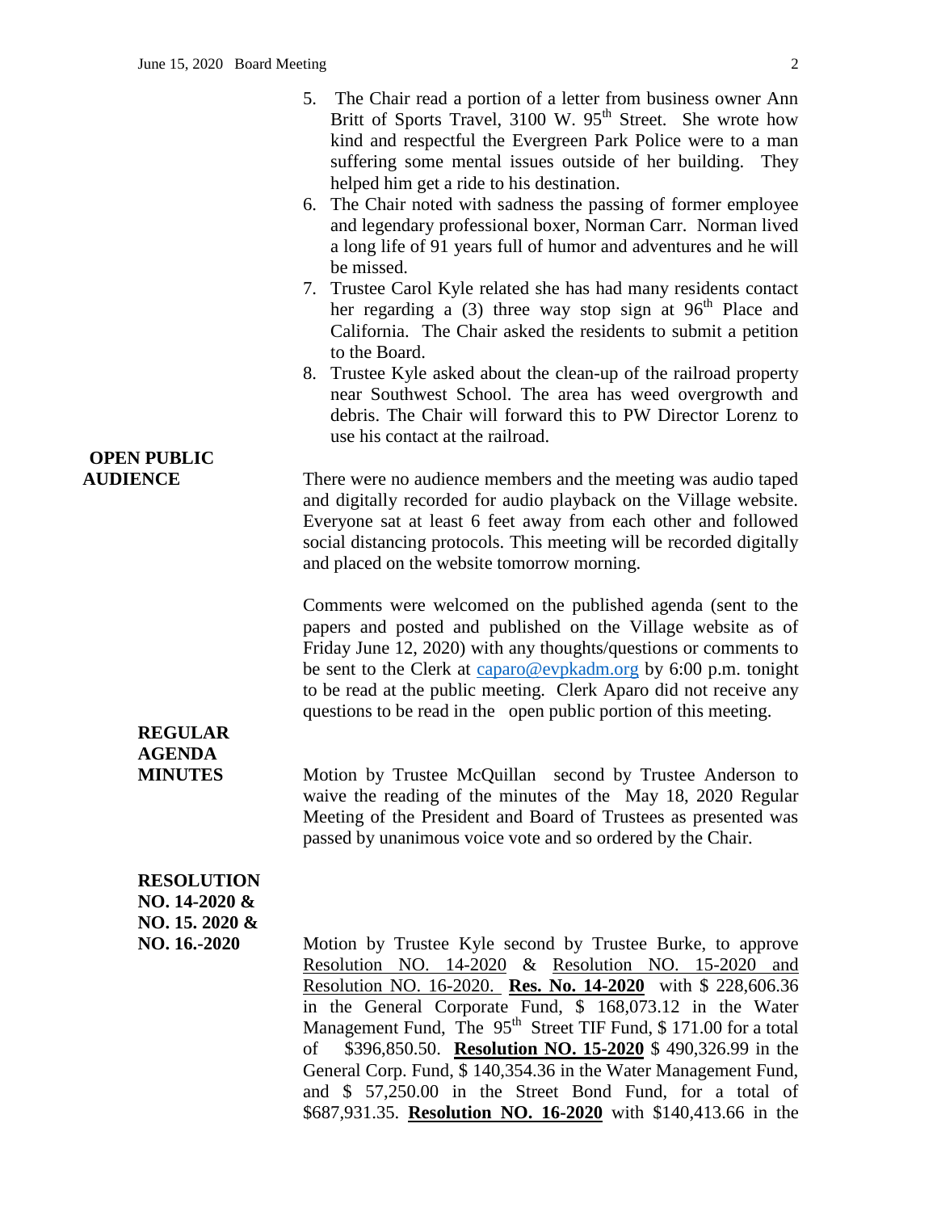5. The Chair read a portion of a letter from business owner Ann Britt of Sports Travel, 3100 W. 95th Street. She wrote how kind and respectful the Evergreen Park Police were to a man suffering some mental issues outside of her building. They helped him get a ride to his destination.
6. The Chair noted with sadness the passing of former employee and legendary professional boxer, Norman Carr. Norman lived a long life of 91 years full of humor and adventures and he will be missed.
7. Trustee Carol Kyle related she has had many residents contact her regarding a (3) three way stop sign at 96th Place and California. The Chair asked the residents to submit a petition to the Board.
8. Trustee Kyle asked about the clean-up of the railroad property near Southwest School. The area has weed overgrowth and debris. The Chair will forward this to PW Director Lorenz to use his contact at the railroad.

**OPEN PUBLIC AUDIENCE**

There were no audience members and the meeting was audio taped and digitally recorded for audio playback on the Village website. Everyone sat at least 6 feet away from each other and followed social distancing protocols. This meeting will be recorded digitally and placed on the website tomorrow morning.

Comments were welcomed on the published agenda (sent to the papers and posted and published on the Village website as of Friday June 12, 2020) with any thoughts/questions or comments to be sent to the Clerk at caparo@evpkadm.org by 6:00 p.m. tonight to be read at the public meeting. Clerk Aparo did not receive any questions to be read in the open public portion of this meeting.

**REGULAR AGENDA MINUTES**

Motion by Trustee McQuillan second by Trustee Anderson to waive the reading of the minutes of the May 18, 2020 Regular Meeting of the President and Board of Trustees as presented was passed by unanimous voice vote and so ordered by the Chair.

**RESOLUTION NO. 14-2020 & NO. 15. 2020 & NO. 16.-2020**

Motion by Trustee Kyle second by Trustee Burke, to approve Resolution NO. 14-2020 & Resolution NO. 15-2020 and Resolution NO. 16-2020. **Res. No. 14-2020** with $ 228,606.36 in the General Corporate Fund, $ 168,073.12 in the Water Management Fund, The 95th Street TIF Fund, $ 171.00 for a total of $396,850.50. **Resolution NO. 15-2020** $ 490,326.99 in the General Corp. Fund, $ 140,354.36 in the Water Management Fund, and $ 57,250.00 in the Street Bond Fund, for a total of $687,931.35. **Resolution NO. 16-2020** with $140,413.66 in the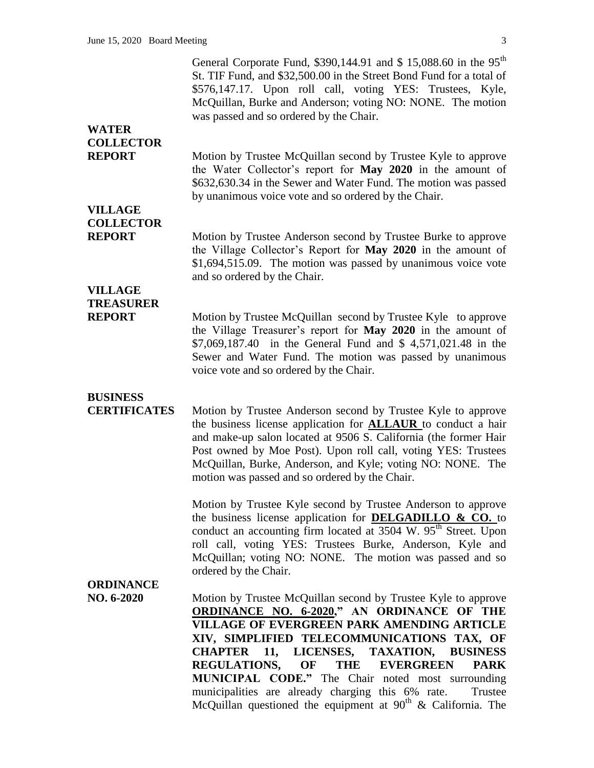General Corporate Fund, \$390,144.91 and \$ 15,088.60 in the 95th St. TIF Fund, and \$32,500.00 in the Street Bond Fund for a total of \$576,147.17. Upon roll call, voting YES: Trustees, Kyle, McQuillan, Burke and Anderson; voting NO: NONE. The motion was passed and so ordered by the Chair.

**WATER COLLECTOR REPORT**

Motion by Trustee McQuillan second by Trustee Kyle to approve the Water Collector's report for **May 2020** in the amount of \$632,630.34 in the Sewer and Water Fund. The motion was passed by unanimous voice vote and so ordered by the Chair.

**VILLAGE COLLECTOR REPORT**

Motion by Trustee Anderson second by Trustee Burke to approve the Village Collector's Report for **May 2020** in the amount of \$1,694,515.09. The motion was passed by unanimous voice vote and so ordered by the Chair.

**VILLAGE TREASURER REPORT**

Motion by Trustee McQuillan second by Trustee Kyle to approve the Village Treasurer's report for **May 2020** in the amount of \$7,069,187.40 in the General Fund and \$ 4,571,021.48 in the Sewer and Water Fund. The motion was passed by unanimous voice vote and so ordered by the Chair.

**BUSINESS CERTIFICATES**

Motion by Trustee Anderson second by Trustee Kyle to approve the business license application for **ALLAUR** to conduct a hair and make-up salon located at 9506 S. California (the former Hair Post owned by Moe Post). Upon roll call, voting YES: Trustees McQuillan, Burke, Anderson, and Kyle; voting NO: NONE. The motion was passed and so ordered by the Chair.

Motion by Trustee Kyle second by Trustee Anderson to approve the business license application for **DELGADILLO & CO.** to conduct an accounting firm located at 3504 W. 95th Street. Upon roll call, voting YES: Trustees Burke, Anderson, Kyle and McQuillan; voting NO: NONE. The motion was passed and so ordered by the Chair.

**ORDINANCE NO. 6-2020**

Motion by Trustee McQuillan second by Trustee Kyle to approve **ORDINANCE NO. 6-2020," AN ORDINANCE OF THE VILLAGE OF EVERGREEN PARK AMENDING ARTICLE XIV, SIMPLIFIED TELECOMMUNICATIONS TAX, OF CHAPTER 11, LICENSES, TAXATION, BUSINESS REGULATIONS, OF THE EVERGREEN PARK MUNICIPAL CODE."** The Chair noted most surrounding municipalities are already charging this 6% rate. Trustee McQuillan questioned the equipment at 90th & California. The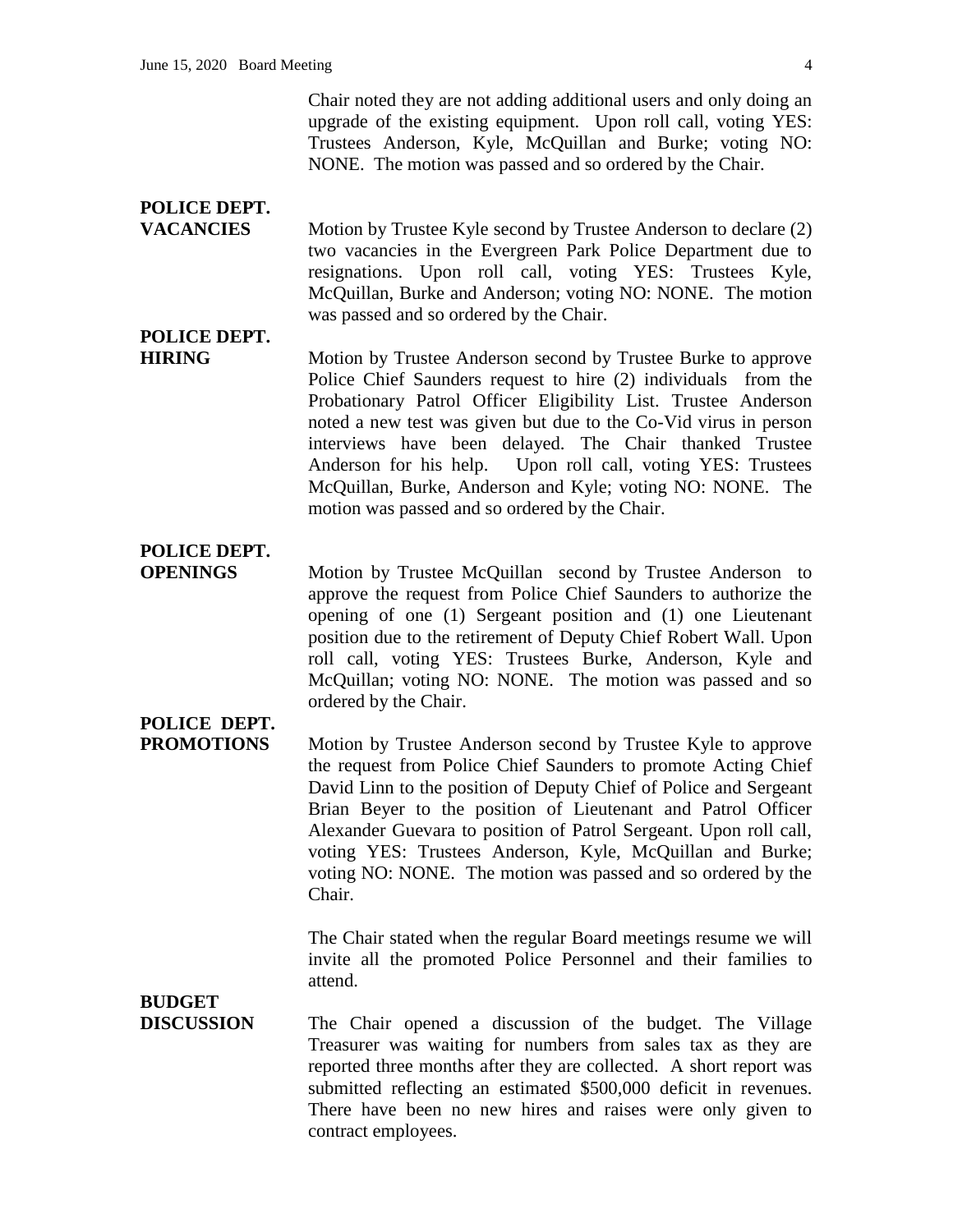Chair noted they are not adding additional users and only doing an upgrade of the existing equipment. Upon roll call, voting YES: Trustees Anderson, Kyle, McQuillan and Burke; voting NO: NONE. The motion was passed and so ordered by the Chair.

**POLICE DEPT. VACANCIES**

Motion by Trustee Kyle second by Trustee Anderson to declare (2) two vacancies in the Evergreen Park Police Department due to resignations. Upon roll call, voting YES: Trustees Kyle, McQuillan, Burke and Anderson; voting NO: NONE. The motion was passed and so ordered by the Chair.

**POLICE DEPT. HIRING**

Motion by Trustee Anderson second by Trustee Burke to approve Police Chief Saunders request to hire (2) individuals from the Probationary Patrol Officer Eligibility List. Trustee Anderson noted a new test was given but due to the Co-Vid virus in person interviews have been delayed. The Chair thanked Trustee Anderson for his help. Upon roll call, voting YES: Trustees McQuillan, Burke, Anderson and Kyle; voting NO: NONE. The motion was passed and so ordered by the Chair.

**POLICE DEPT. OPENINGS**

Motion by Trustee McQuillan second by Trustee Anderson to approve the request from Police Chief Saunders to authorize the opening of one (1) Sergeant position and (1) one Lieutenant position due to the retirement of Deputy Chief Robert Wall. Upon roll call, voting YES: Trustees Burke, Anderson, Kyle and McQuillan; voting NO: NONE. The motion was passed and so ordered by the Chair.

**POLICE DEPT. PROMOTIONS**

Motion by Trustee Anderson second by Trustee Kyle to approve the request from Police Chief Saunders to promote Acting Chief David Linn to the position of Deputy Chief of Police and Sergeant Brian Beyer to the position of Lieutenant and Patrol Officer Alexander Guevara to position of Patrol Sergeant. Upon roll call, voting YES: Trustees Anderson, Kyle, McQuillan and Burke; voting NO: NONE. The motion was passed and so ordered by the Chair.

The Chair stated when the regular Board meetings resume we will invite all the promoted Police Personnel and their families to attend.

**BUDGET DISCUSSION**

The Chair opened a discussion of the budget. The Village Treasurer was waiting for numbers from sales tax as they are reported three months after they are collected. A short report was submitted reflecting an estimated $500,000 deficit in revenues. There have been no new hires and raises were only given to contract employees.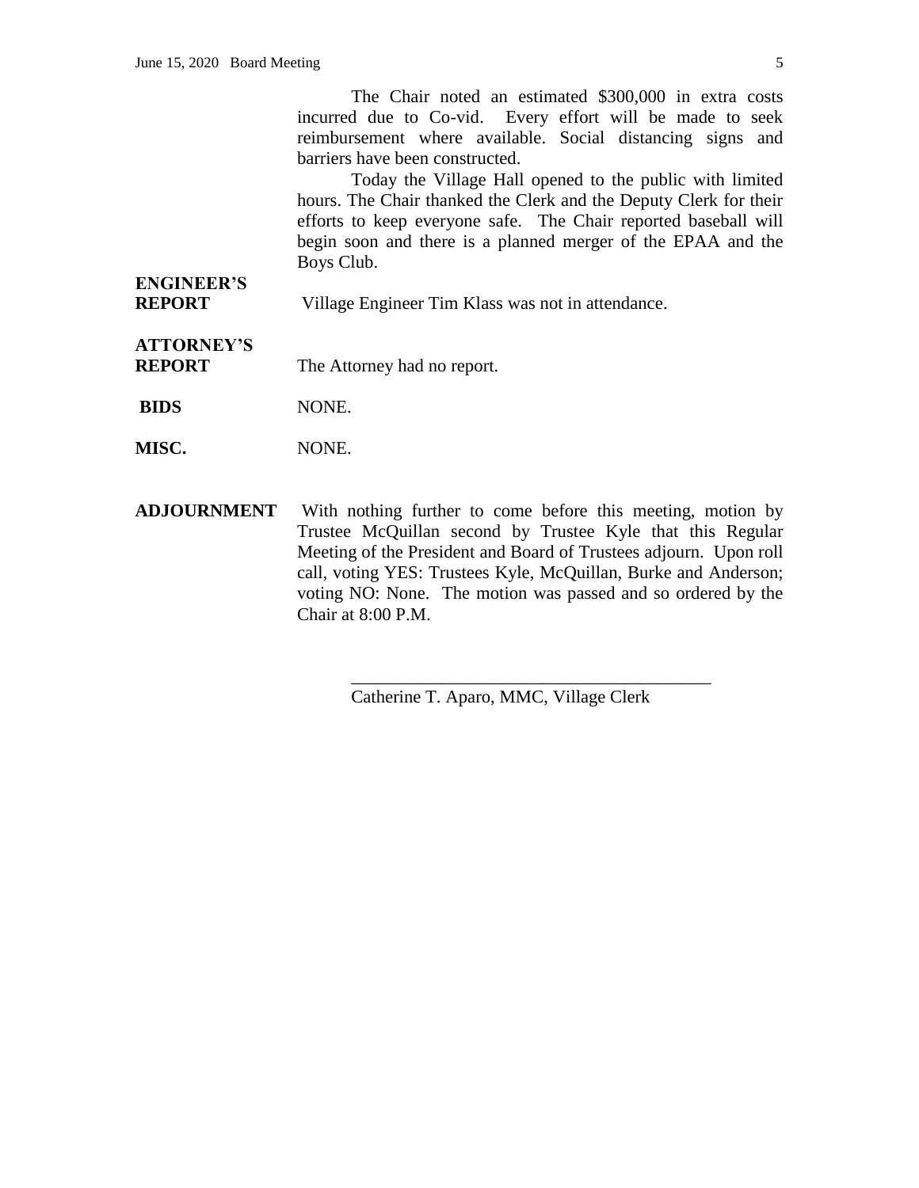The Chair noted an estimated $300,000 in extra costs incurred due to Co-vid. Every effort will be made to seek reimbursement where available. Social distancing signs and barriers have been constructed.

Today the Village Hall opened to the public with limited hours. The Chair thanked the Clerk and the Deputy Clerk for their efforts to keep everyone safe. The Chair reported baseball will begin soon and there is a planned merger of the EPAA and the Boys Club.

**ENGINEER'S REPORT** Village Engineer Tim Klass was not in attendance.

**ATTORNEY'S REPORT** The Attorney had no report.

**BIDS** NONE.

**MISC.** NONE.

**ADJOURNMENT** With nothing further to come before this meeting, motion by Trustee McQuillan second by Trustee Kyle that this Regular Meeting of the President and Board of Trustees adjourn. Upon roll call, voting YES: Trustees Kyle, McQuillan, Burke and Anderson; voting NO: None. The motion was passed and so ordered by the Chair at 8:00 P.M.

\_\_\_\_\_\_\_\_\_\_\_\_\_\_\_\_\_\_\_\_\_\_\_\_\_\_\_\_\_\_\_\_\_\_\_\_\_\_\_\_

Catherine T. Aparo, MMC, Village Clerk